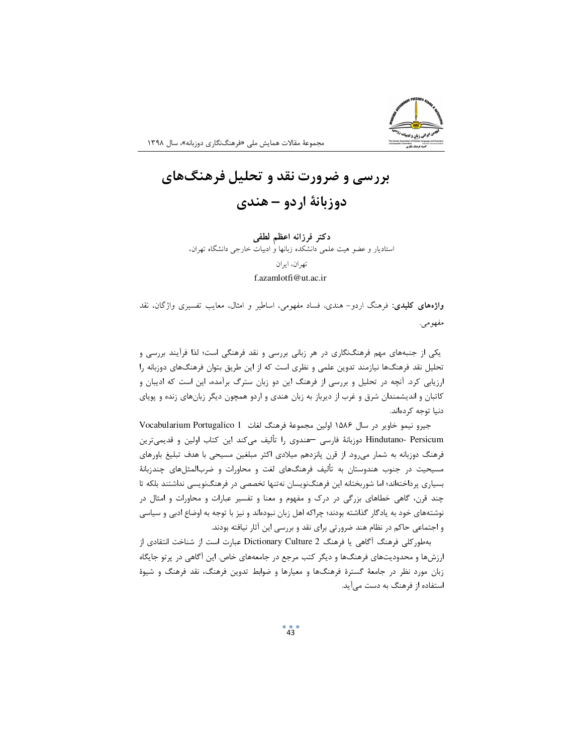# بررسی و ضرورت نقد و تحلیل فرهنگ‌های دوزبانهٔ اردو – هندی

**دکتر فرزانه اعظم لطفی**

استادیار و عضو هیت علمی دانشکده زبانها و ادبیات خارجی دانشگاه تهران،

تهران، ایران

f.azamlotfi@ut.ac.ir

**واژه‌های کلیدی:** فرهنگ اردو- هندی، فساد مفهومی، اساطیر و امثال، معایب تفسیری واژگان، نقد مفهومی.

یکی از جنبه‌های مهم فرهنگ‌نگاری در هر زبانی بررسی و نقد فرهنگی است؛ لذا فرآیند بررسی و تحلیل نقد فرهنگ‌ها نیازمند تدوین علمی و نظری است که از این طریق بتوان فرهنگ‌های دوزبانه را ارزیابی کرد. آنچه در تحلیل و بررسی از فرهنگ این دو زبان سترگ برآمده، این است که ادیبان و کاتبان و اندیشمندان شرق و غرب از دیرباز به زبان هندی و اردو همچون دیگر زبان‌های زنده و پویای دنیا توجه کرده‌اند.

جیرو نیمو خاویر در سال ۱۵۸۶ اولین مجموعهٔ فرهنگ لغات Vocabularium Portugalico 1 Hindutano- Persicum دوزبانهٔ فارسی –هندوی را تألیف می‌کند این کتاب اولین و قدیمی‌ترین فرهنگ دوزبانه به شمار می‌رود. از قرن پانزدهم میلادی اکثر مبلغین مسیحی با هدف تبلیغ باورهای مسیحیت در جنوب هندوستان به تألیف فرهنگ‌های لغت و محاورات و ضرب‌المثل‌های چندزبانهٔ بسیاری پرداخته‌اند؛ اما شوربختانه این فرهنگ‌نویسان نه‌تنها تخصصی در فرهنگ‌نویسی نداشتند بلکه تا چند قرن، گاهی خطاهای بزرگی در درک و مفهوم و معنا و تفسیر عبارات و محاورات و امثال در نوشته‌های خود به یادگار گذاشته بودند؛ چراکه اهل زبان نبوده‌اند و نیز با توجه به اوضاع ادبی و سیاسی و اجتماعی حاکم در نظام هند ضرورتی برای نقد و بررسی این آثار نیافته بودند.

به‌طورکلی فرهنگ آگاهی یا فرهنگ Dictionary Culture 2 عبارت است از شناخت انتقادی از ارزش‌ها و محدودیت‌های فرهنگ‌ها و دیگر کتب مرجع در جامعه‌های خاص. این آگاهی در پرتو جایگاه زبان مورد نظر در جامعهٔ گسترهٔ فرهنگ‌ها و معیارها و ضوابط تدوین فرهنگ، نقد فرهنگ و شیوهٔ استفاده از فرهنگ به دست می‌آید.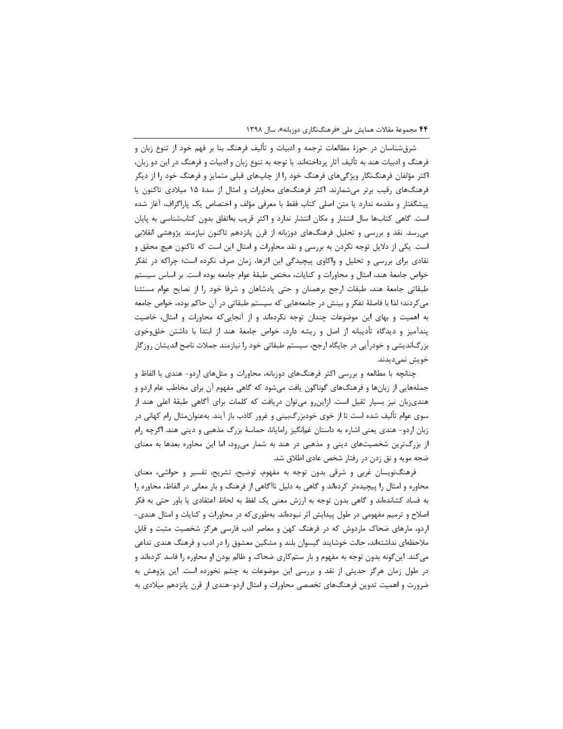شرق‌شناسان در حوزهٔ مطالعات ترجمه و ادبیات و تألیف فرهنگ بنا بر فهم خود از تنوع زبان و فرهنگ و ادبیات هند به تألیف آثار پرداخته‌اند. با توجه به تنوع زبان و ادبیات و فرهنگ در این دو زبان، اکثر مؤلفان فرهنگ‌نگار ویژگی‌های فرهنگ خود را از چاپ‌های قبلی متمایز و فرهنگ خود را از دیگر فرهنگ‌های رقیب برتر می‌شمارند. اکثر فرهنگ‌های محاورات و امثال از سدهٔ ۱۵ میلادی تاکنون یا پیشگفتار و مقدمه ندارد یا متن اصلی کتاب فقط با معرفی مؤلف و اختصاص یک پاراگراف، آغاز شده است. گاهی کتاب‌ها سال انتشار و مکان انتشار ندارد و اکثر قریب به‌اتفاق بدون کتاب‌شناسی به پایان می‌رسد. نقد و بررسی و تحلیل فرهنگ‌های دوزبانه از قرن پانزدهم تاکنون نیازمند پژوهشی انقلابی است. یکی از دلایل توجه نکردن به بررسی و نقد محاورات و امثال این است که تاکنون هیچ محقق و نقادی برای بررسی و تحلیل و واکاوی پیچیدگی این اثرها، زمان صرف نکرده است؛ چراکه در تفکر خواص جامعهٔ هند، امثال و محاورات و کنایات، مختص طبقهٔ عوام جامعه بوده است. بر اساس سیستم طبقاتی جامعهٔ هند، طبقات ارجح برهمنان و حتی پادشاهان و شرفا خود را از نصایح عوام مستثنا می‌کردند؛ لذا با فاصلهٔ تفکر و بینش در جامعه‌هایی که سیستم طبقاتی در آن حاکم بوده، خواص جامعه به اهمیت و بهای این موضوعات چندان توجه نکرده‌اند و از آنجایی‌که محاورات و امثال، خاصیت پندآمیز و دیدگاه تأدیبانه از اصل و ریشه دارد، خواص جامعهٔ هند از ابتدا با داشتن خلق‌وخوی بزرگ‌اندیشی و خودرأیی در جایگاه ارجح، سیستم طبقاتی خود را نیازمند جملات ناصح اندیشان روزگار خویش نمی‌دیدند.

چنانچه با مطالعه و بررسی اکثر فرهنگ‌های دوزبانه، محاورات و مثل‌های اردو- هندی با الفاظ و جمله‌هایی از زبان‌ها و فرهنگ‌های گوناگون یافت می‌شود که گاهی مفهوم آن برای مخاطب عام اردو و هندی‌زبان نیز بسیار ثقیل است. ازاین‌رو می‌توان دریافت که کلمات برای آگاهی طبقهٔ اعلی هند از سوی عوام تألیف شده است تا از خوی خودبزرگ‌بینی و غرور کاذب باز آیند. به‌عنوان‌مثال رام کهانی در زبان اردو- هندی یعنی اشاره به داستان غم‌انگیز رامایانا، حماسهٔ بزرگ مذهبی و دینی هند. اگرچه رام از بزرگ‌ترین شخصیت‌های دینی و مذهبی در هند به شمار می‌رود، اما این محاوره بعدها به معنای ضجه مویه و نق زدن در رفتار شخص عادی اطلاق شد.

فرهنگ‌نویسان غربی و شرقی بدون توجه به مفهوم، توضیح، تشریح، تفسیر و حواشی، معنای محاوره و امثال را پیچیده‌تر کرده‌اند و گاهی به دلیل ناآگاهی از فرهنگ و بار معانی در الفاظ، محاوره را به فساد کشانده‌اند و گاهی بدون توجه به ارزش معنی یک لفظ به لحاظ اعتقادی یا باور حتی به فکر اصلاح و ترمیم مفهومی در طول پیدایش اثر نبوده‌اند. به‌طوری‌که در محاورات و کنایات و امثال هندی- اردو، مارهای ضحاک ماردوش که در فرهنگ کهن و معاصر ادب فارسی هرگز شخصیت مثبت و قابل ملاحظه‌ای نداشته‌اند، حالت خوشایند گیسوان بلند و مشکین معشوق را در ادب و فرهنگ هندی تداعی می‌کند. این‌گونه بدون توجه به مفهوم و بار ستم‌کاری ضحاک و ظالم بودن او محاوره را فاسد کرده‌اند و در طول زمان هرگز حدیثی از نقد و بررسی این موضوعات به چشم نخورده است. این پژوهش به ضرورت و اهمیت تدوین فرهنگ‌های تخصصی محاورات و امثال اردو-هندی از قرن پانزدهم میلادی به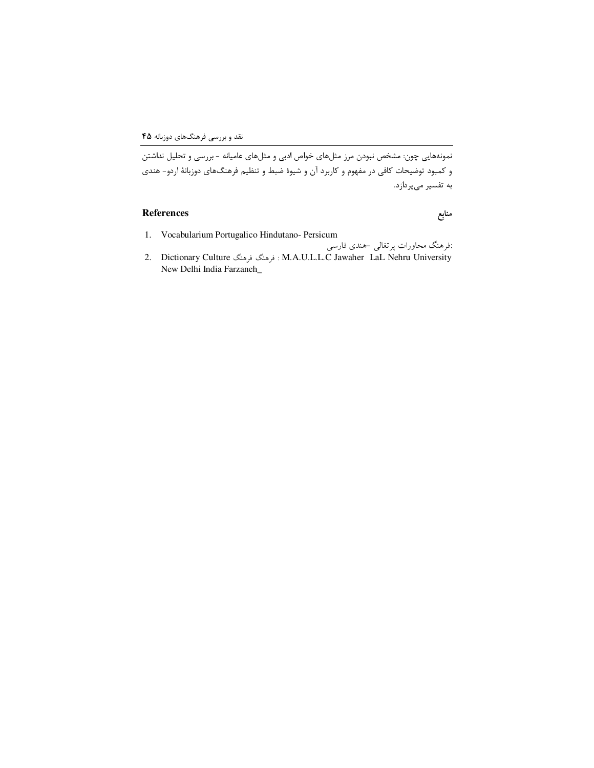نمونه‌هایی چون: مشخص نبودن مرز مثل‌های خواص ادبی و مثل‌های عامیانه - بررسی و تحلیل نداشتن و کمبود توضیحات کافی در مفهوم و کاربرد آن و شیوهٔ ضبط و تنظیم فرهنگ‌های دوزبانهٔ اردو- هندی به تفسیر می‌پردازد.

## منابع

## References

1. Vocabularium Portugalico Hindutano- Persicum
:فرهنگ محاورات پرتغالی -هندی فارسی
2. Dictionary Culture فرهنگ فرهنگ : M.A.U.L.L.C Jawaher LaL Nehru University New Delhi India Farzaneh_